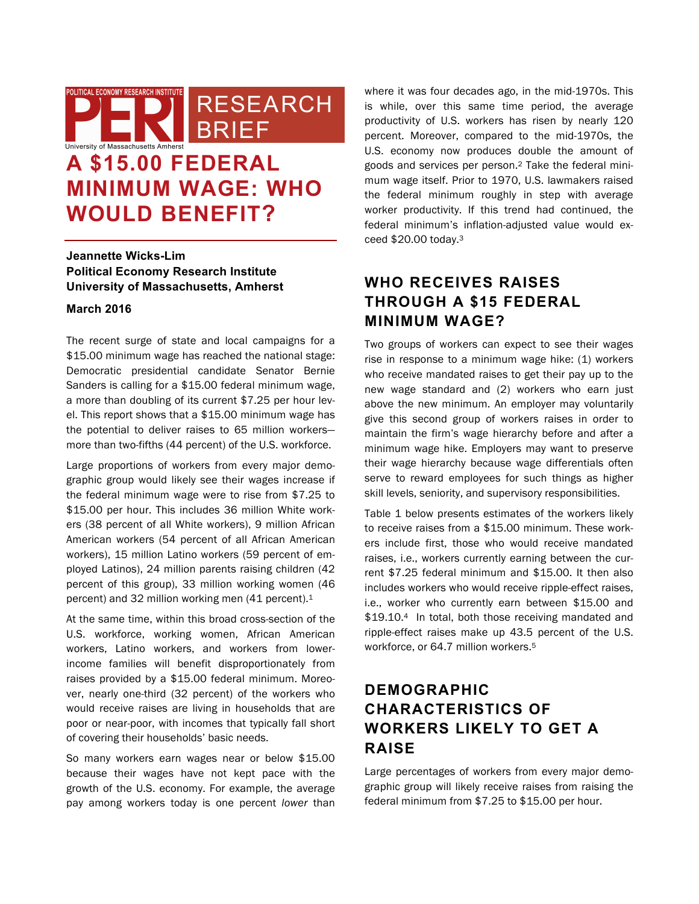POLITICAL ECONOMY RESEARCH INSTITUTE

PERI

University of Massachusetts Amherst

RESEARCH BRIEF

# A $15.00 FEDERAL MINIMUM WAGE: WHO WOULD BENEFIT?

**Jeannette Wicks-Lim**
**Political Economy Research Institute**
**University of Massachusetts, Amherst**

**March 2016**

The recent surge of state and local campaigns for a $15.00 minimum wage has reached the national stage: Democratic presidential candidate Senator Bernie Sanders is calling for a $15.00 federal minimum wage, a more than doubling of its current $7.25 per hour level. This report shows that a $15.00 minimum wage has the potential to deliver raises to 65 million workers—more than two-fifths (44 percent) of the U.S. workforce.

Large proportions of workers from every major demographic group would likely see their wages increase if the federal minimum wage were to rise from $7.25 to $15.00 per hour. This includes 36 million White workers (38 percent of all White workers), 9 million African American workers (54 percent of all African American workers), 15 million Latino workers (59 percent of employed Latinos), 24 million parents raising children (42 percent of this group), 33 million working women (46 percent) and 32 million working men (41 percent).[1]

At the same time, within this broad cross-section of the U.S. workforce, working women, African American workers, Latino workers, and workers from lower-income families will benefit disproportionately from raises provided by a $15.00 federal minimum. Moreover, nearly one-third (32 percent) of the workers who would receive raises are living in households that are poor or near-poor, with incomes that typically fall short of covering their households' basic needs.

So many workers earn wages near or below $15.00 because their wages have not kept pace with the growth of the U.S. economy. For example, the average pay among workers today is one percent *lower* than where it was four decades ago, in the mid-1970s. This is while, over this same time period, the average productivity of U.S. workers has risen by nearly 120 percent. Moreover, compared to the mid-1970s, the U.S. economy now produces double the amount of goods and services per person.[2] Take the federal minimum wage itself. Prior to 1970, U.S. lawmakers raised the federal minimum roughly in step with average worker productivity. If this trend had continued, the federal minimum's inflation-adjusted value would exceed $20.00 today.[3]

## WHO RECEIVES RAISES THROUGH A $15 FEDERAL MINIMUM WAGE?

Two groups of workers can expect to see their wages rise in response to a minimum wage hike: (1) workers who receive mandated raises to get their pay up to the new wage standard and (2) workers who earn just above the new minimum. An employer may voluntarily give this second group of workers raises in order to maintain the firm's wage hierarchy before and after a minimum wage hike. Employers may want to preserve their wage hierarchy because wage differentials often serve to reward employees for such things as higher skill levels, seniority, and supervisory responsibilities.

Table 1 below presents estimates of the workers likely to receive raises from a $15.00 minimum. These workers include first, those who would receive mandated raises, i.e., workers currently earning between the current $7.25 federal minimum and $15.00. It then also includes workers who would receive ripple-effect raises, i.e., worker who currently earn between $15.00 and $19.10.[4] In total, both those receiving mandated and ripple-effect raises make up 43.5 percent of the U.S. workforce, or 64.7 million workers.[5]

## DEMOGRAPHIC CHARACTERISTICS OF WORKERS LIKELY TO GET A RAISE

Large percentages of workers from every major demographic group will likely receive raises from raising the federal minimum from $7.25 to $15.00 per hour.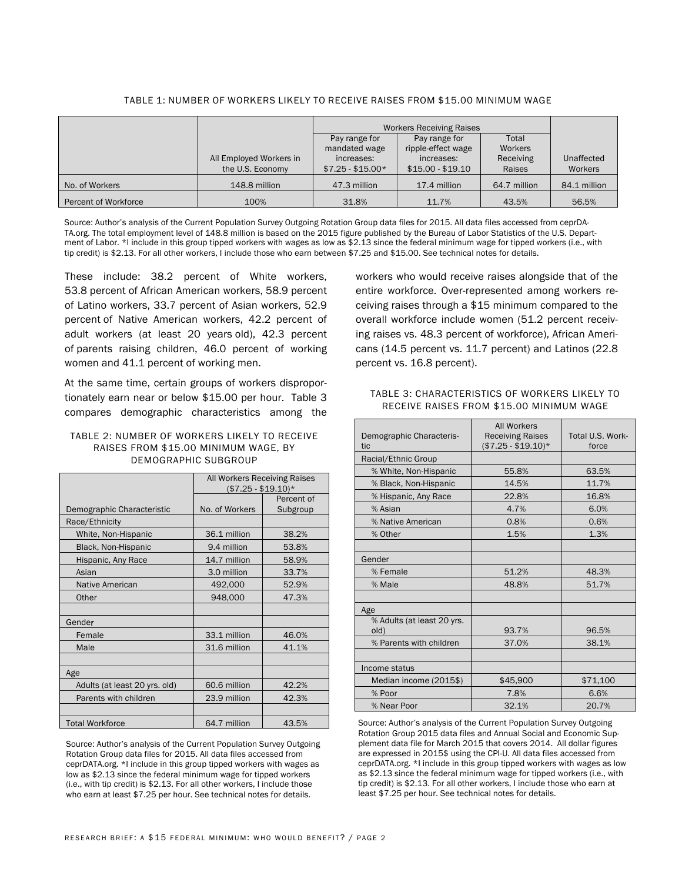TABLE 1: NUMBER OF WORKERS LIKELY TO RECEIVE RAISES FROM $15.00 MINIMUM WAGE

| | All Employed Workers in the U.S. Economy | Workers Receiving Raises: Pay range for mandated wage increases: $7.25 - $15.00* | Workers Receiving Raises: Pay range for ripple-effect wage increases: $15.00 - $19.10 | Workers Receiving Raises: Total Workers Receiving Raises | Unaffected Workers |
|---|---|---|---|---|---|
| No. of Workers | 148.8 million | 47.3 million | 17.4 million | 64.7 million | 84.1 million |
| Percent of Workforce | 100% | 31.8% | 11.7% | 43.5% | 56.5% |

Source: Author's analysis of the Current Population Survey Outgoing Rotation Group data files for 2015. All data files accessed from ceprDATA.org. The total employment level of 148.8 million is based on the 2015 figure published by the Bureau of Labor Statistics of the U.S. Department of Labor. *I include in this group tipped workers with wages as low as $2.13 since the federal minimum wage for tipped workers (i.e., with tip credit) is $2.13. For all other workers, I include those who earn between $7.25 and $15.00. See technical notes for details.

These include: 38.2 percent of White workers, 53.8 percent of African American workers, 58.9 percent of Latino workers, 33.7 percent of Asian workers, 52.9 percent of Native American workers, 42.2 percent of adult workers (at least 20 years old), 42.3 percent of parents raising children, 46.0 percent of working women and 41.1 percent of working men.

At the same time, certain groups of workers disproportionately earn near or below $15.00 per hour. Table 3 compares demographic characteristics among the workers who would receive raises alongside that of the entire workforce. Over-represented among workers receiving raises through a $15 minimum compared to the overall workforce include women (51.2 percent receiving raises vs. 48.3 percent of workforce), African Americans (14.5 percent vs. 11.7 percent) and Latinos (22.8 percent vs. 16.8 percent).

TABLE 2: NUMBER OF WORKERS LIKELY TO RECEIVE RAISES FROM $15.00 MINIMUM WAGE, BY DEMOGRAPHIC SUBGROUP

| | All Workers Receiving Raises ($7.25 - $19.10)* | |
|---|---|---|
| Demographic Characteristic | No. of Workers | Percent of Subgroup |
| Race/Ethnicity | | |
| White, Non-Hispanic | 36.1 million | 38.2% |
| Black, Non-Hispanic | 9.4 million | 53.8% |
| Hispanic, Any Race | 14.7 million | 58.9% |
| Asian | 3.0 million | 33.7% |
| Native American | 492,000 | 52.9% |
| Other | 948,000 | 47.3% |
| | | |
| Gender | | |
| Female | 33.1 million | 46.0% |
| Male | 31.6 million | 41.1% |
| | | |
| Age | | |
| Adults (at least 20 yrs. old) | 60.6 million | 42.2% |
| Parents with children | 23.9 million | 42.3% |
| | | |
| Total Workforce | 64.7 million | 43.5% |

Source: Author's analysis of the Current Population Survey Outgoing Rotation Group data files for 2015. All data files accessed from ceprDATA.org. *I include in this group tipped workers with wages as low as $2.13 since the federal minimum wage for tipped workers (i.e., with tip credit) is $2.13. For all other workers, I include those who earn at least $7.25 per hour. See technical notes for details.

TABLE 3: CHARACTERISTICS OF WORKERS LIKELY TO RECEIVE RAISES FROM $15.00 MINIMUM WAGE

| Demographic Characteristic | All Workers Receiving Raises ($7.25 - $19.10)* | Total U.S. Workforce |
|---|---|---|
| Racial/Ethnic Group | | |
| % White, Non-Hispanic | 55.8% | 63.5% |
| % Black, Non-Hispanic | 14.5% | 11.7% |
| % Hispanic, Any Race | 22.8% | 16.8% |
| % Asian | 4.7% | 6.0% |
| % Native American | 0.8% | 0.6% |
| % Other | 1.5% | 1.3% |
| | | |
| Gender | | |
| % Female | 51.2% | 48.3% |
| % Male | 48.8% | 51.7% |
| | | |
| Age | | |
| % Adults (at least 20 yrs. old) | 93.7% | 96.5% |
| % Parents with children | 37.0% | 38.1% |
| | | |
| Income status | | |
| Median income (2015$) | $45,900 | $71,100 |
| % Poor | 7.8% | 6.6% |
| % Near Poor | 32.1% | 20.7% |

Source: Author's analysis of the Current Population Survey Outgoing Rotation Group 2015 data files and Annual Social and Economic Supplement data file for March 2015 that covers 2014. All dollar figures are expressed in 2015$ using the CPI-U. All data files accessed from ceprDATA.org. *I include in this group tipped workers with wages as low as $2.13 since the federal minimum wage for tipped workers (i.e., with tip credit) is $2.13. For all other workers, I include those who earn at least $7.25 per hour. See technical notes for details.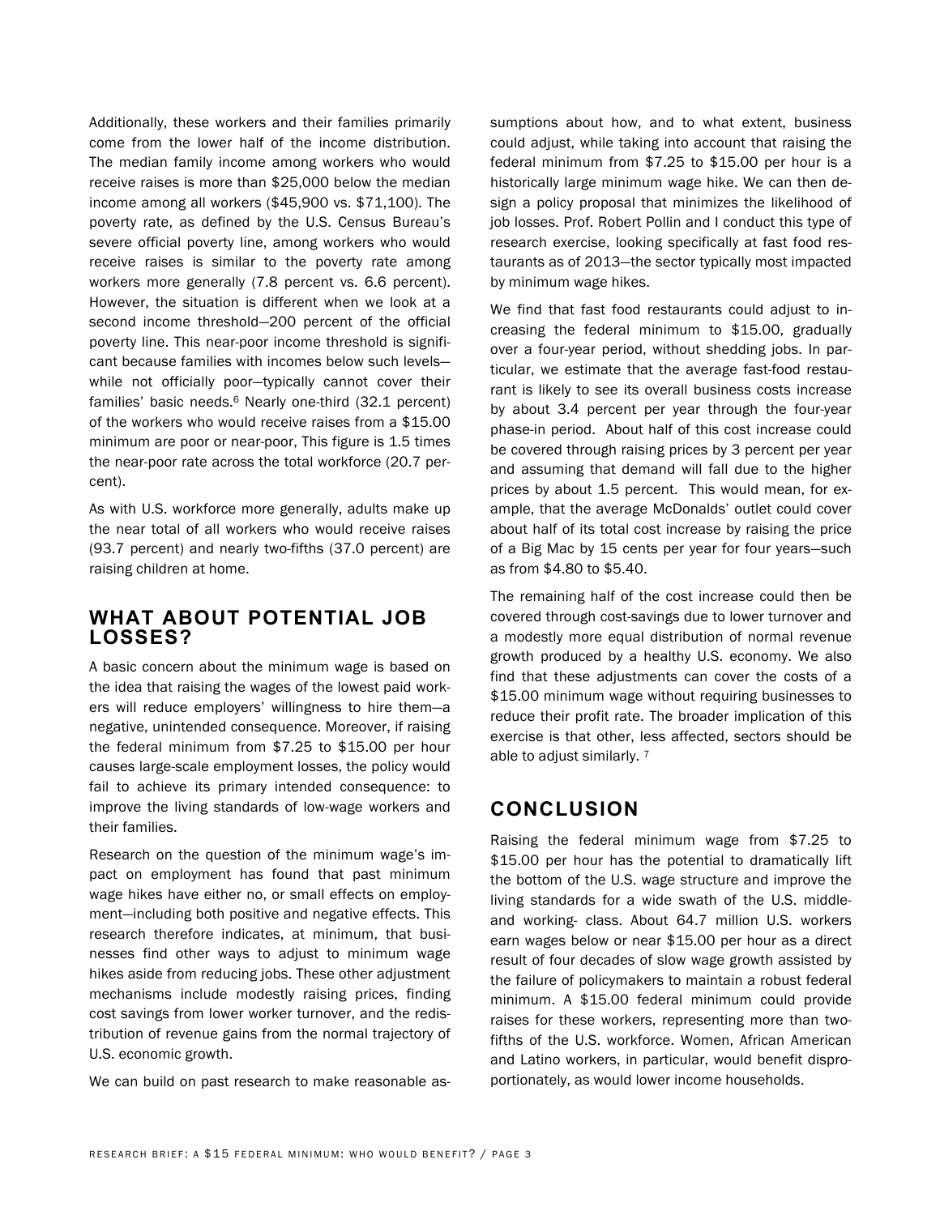Additionally, these workers and their families primarily come from the lower half of the income distribution. The median family income among workers who would receive raises is more than $25,000 below the median income among all workers ($45,900 vs. $71,100). The poverty rate, as defined by the U.S. Census Bureau's severe official poverty line, among workers who would receive raises is similar to the poverty rate among workers more generally (7.8 percent vs. 6.6 percent). However, the situation is different when we look at a second income threshold—200 percent of the official poverty line. This near-poor income threshold is significant because families with incomes below such levels—while not officially poor—typically cannot cover their families' basic needs.[6] Nearly one-third (32.1 percent) of the workers who would receive raises from a $15.00 minimum are poor or near-poor, This figure is 1.5 times the near-poor rate across the total workforce (20.7 percent).

As with U.S. workforce more generally, adults make up the near total of all workers who would receive raises (93.7 percent) and nearly two-fifths (37.0 percent) are raising children at home.

## WHAT ABOUT POTENTIAL JOB LOSSES?

A basic concern about the minimum wage is based on the idea that raising the wages of the lowest paid workers will reduce employers' willingness to hire them—a negative, unintended consequence. Moreover, if raising the federal minimum from $7.25 to $15.00 per hour causes large-scale employment losses, the policy would fail to achieve its primary intended consequence: to improve the living standards of low-wage workers and their families.

Research on the question of the minimum wage's impact on employment has found that past minimum wage hikes have either no, or small effects on employment—including both positive and negative effects. This research therefore indicates, at minimum, that businesses find other ways to adjust to minimum wage hikes aside from reducing jobs. These other adjustment mechanisms include modestly raising prices, finding cost savings from lower worker turnover, and the redistribution of revenue gains from the normal trajectory of U.S. economic growth.

We can build on past research to make reasonable assumptions about how, and to what extent, business could adjust, while taking into account that raising the federal minimum from $7.25 to $15.00 per hour is a historically large minimum wage hike. We can then design a policy proposal that minimizes the likelihood of job losses. Prof. Robert Pollin and I conduct this type of research exercise, looking specifically at fast food restaurants as of 2013—the sector typically most impacted by minimum wage hikes.

We find that fast food restaurants could adjust to increasing the federal minimum to $15.00, gradually over a four-year period, without shedding jobs. In particular, we estimate that the average fast-food restaurant is likely to see its overall business costs increase by about 3.4 percent per year through the four-year phase-in period. About half of this cost increase could be covered through raising prices by 3 percent per year and assuming that demand will fall due to the higher prices by about 1.5 percent. This would mean, for example, that the average McDonalds' outlet could cover about half of its total cost increase by raising the price of a Big Mac by 15 cents per year for four years—such as from $4.80 to $5.40.

The remaining half of the cost increase could then be covered through cost-savings due to lower turnover and a modestly more equal distribution of normal revenue growth produced by a healthy U.S. economy. We also find that these adjustments can cover the costs of a $15.00 minimum wage without requiring businesses to reduce their profit rate. The broader implication of this exercise is that other, less affected, sectors should be able to adjust similarly.[7]

## CONCLUSION

Raising the federal minimum wage from $7.25 to $15.00 per hour has the potential to dramatically lift the bottom of the U.S. wage structure and improve the living standards for a wide swath of the U.S. middle- and working- class. About 64.7 million U.S. workers earn wages below or near $15.00 per hour as a direct result of four decades of slow wage growth assisted by the failure of policymakers to maintain a robust federal minimum. A $15.00 federal minimum could provide raises for these workers, representing more than two-fifths of the U.S. workforce. Women, African American and Latino workers, in particular, would benefit disproportionately, as would lower income households.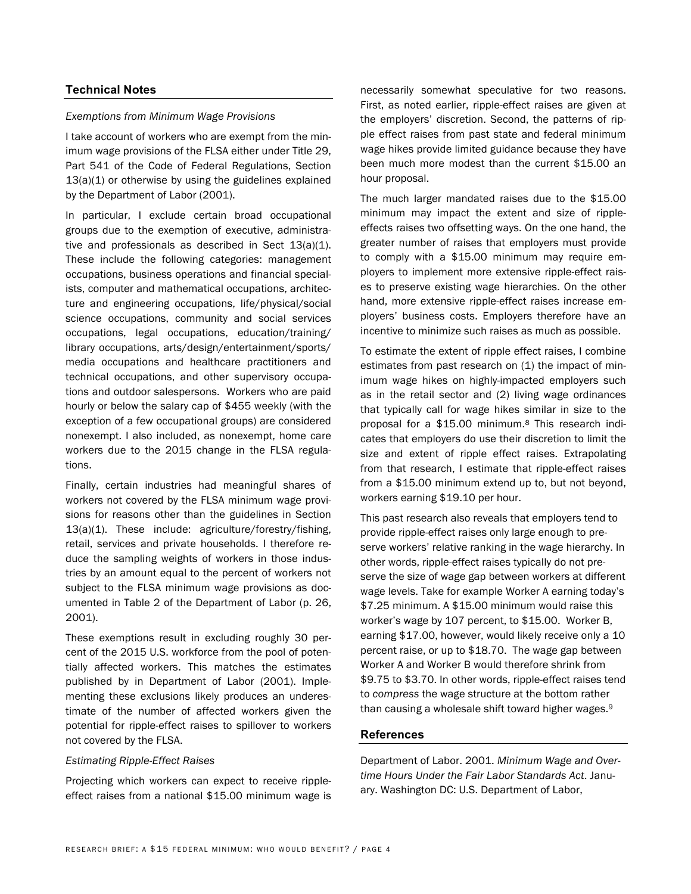## Technical Notes

*Exemptions from Minimum Wage Provisions*

I take account of workers who are exempt from the minimum wage provisions of the FLSA either under Title 29, Part 541 of the Code of Federal Regulations, Section 13(a)(1) or otherwise by using the guidelines explained by the Department of Labor (2001).

In particular, I exclude certain broad occupational groups due to the exemption of executive, administrative and professionals as described in Sect 13(a)(1). These include the following categories: management occupations, business operations and financial specialists, computer and mathematical occupations, architecture and engineering occupations, life/physical/social science occupations, community and social services occupations, legal occupations, education/training/library occupations, arts/design/entertainment/sports/media occupations and healthcare practitioners and technical occupations, and other supervisory occupations and outdoor salespersons. Workers who are paid hourly or below the salary cap of $455 weekly (with the exception of a few occupational groups) are considered nonexempt. I also included, as nonexempt, home care workers due to the 2015 change in the FLSA regulations.

Finally, certain industries had meaningful shares of workers not covered by the FLSA minimum wage provisions for reasons other than the guidelines in Section 13(a)(1). These include: agriculture/forestry/fishing, retail, services and private households. I therefore reduce the sampling weights of workers in those industries by an amount equal to the percent of workers not subject to the FLSA minimum wage provisions as documented in Table 2 of the Department of Labor (p. 26, 2001).

These exemptions result in excluding roughly 30 percent of the 2015 U.S. workforce from the pool of potentially affected workers. This matches the estimates published by in Department of Labor (2001). Implementing these exclusions likely produces an underestimate of the number of affected workers given the potential for ripple-effect raises to spillover to workers not covered by the FLSA.

*Estimating Ripple-Effect Raises*

Projecting which workers can expect to receive ripple-effect raises from a national $15.00 minimum wage is necessarily somewhat speculative for two reasons. First, as noted earlier, ripple-effect raises are given at the employers' discretion. Second, the patterns of ripple effect raises from past state and federal minimum wage hikes provide limited guidance because they have been much more modest than the current $15.00 an hour proposal.

The much larger mandated raises due to the $15.00 minimum may impact the extent and size of ripple-effects raises two offsetting ways. On the one hand, the greater number of raises that employers must provide to comply with a $15.00 minimum may require employers to implement more extensive ripple-effect raises to preserve existing wage hierarchies. On the other hand, more extensive ripple-effect raises increase employers' business costs. Employers therefore have an incentive to minimize such raises as much as possible.

To estimate the extent of ripple effect raises, I combine estimates from past research on (1) the impact of minimum wage hikes on highly-impacted employers such as in the retail sector and (2) living wage ordinances that typically call for wage hikes similar in size to the proposal for a $15.00 minimum.[8] This research indicates that employers do use their discretion to limit the size and extent of ripple effect raises. Extrapolating from that research, I estimate that ripple-effect raises from a $15.00 minimum extend up to, but not beyond, workers earning $19.10 per hour.

This past research also reveals that employers tend to provide ripple-effect raises only large enough to preserve workers' relative ranking in the wage hierarchy. In other words, ripple-effect raises typically do not preserve the size of wage gap between workers at different wage levels. Take for example Worker A earning today's $7.25 minimum. A $15.00 minimum would raise this worker's wage by 107 percent, to $15.00. Worker B, earning $17.00, however, would likely receive only a 10 percent raise, or up to $18.70. The wage gap between Worker A and Worker B would therefore shrink from $9.75 to $3.70. In other words, ripple-effect raises tend to *compress* the wage structure at the bottom rather than causing a wholesale shift toward higher wages.[9]

## References

Department of Labor. 2001. *Minimum Wage and Overtime Hours Under the Fair Labor Standards Act*. January. Washington DC: U.S. Department of Labor,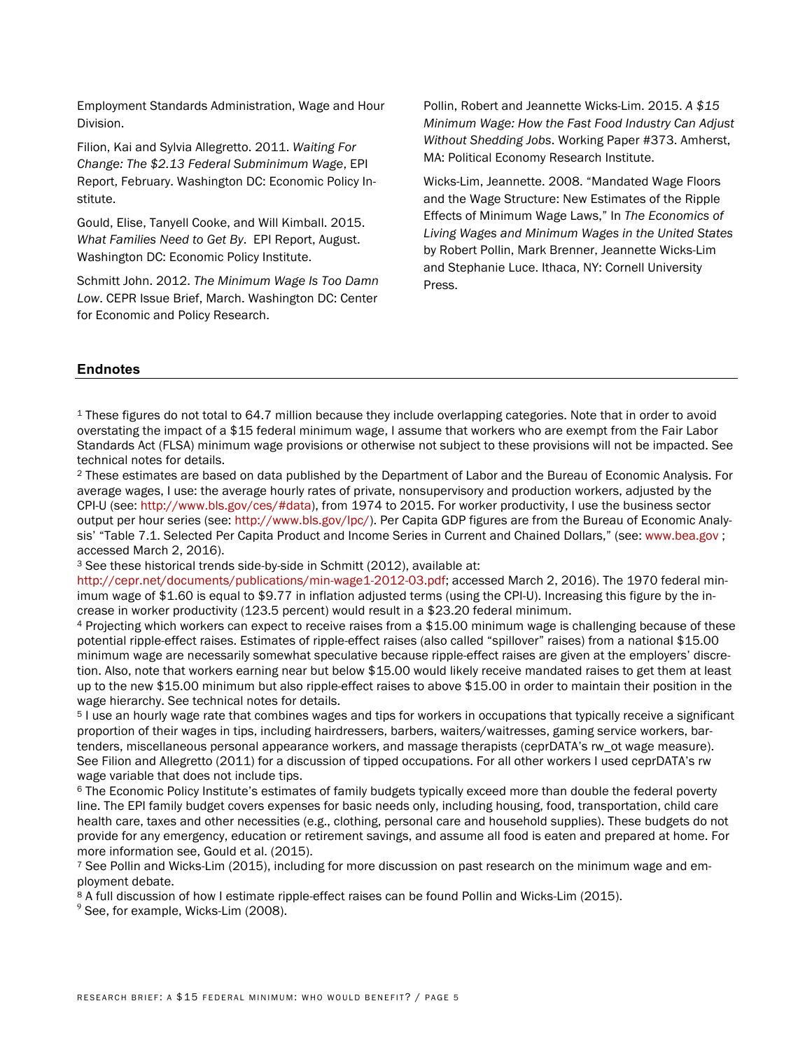Employment Standards Administration, Wage and Hour Division.

Filion, Kai and Sylvia Allegretto. 2011. *Waiting For Change: The $2.13 Federal Subminimum Wage*, EPI Report, February. Washington DC: Economic Policy Institute.

Gould, Elise, Tanyell Cooke, and Will Kimball. 2015. *What Families Need to Get By*. EPI Report, August. Washington DC: Economic Policy Institute.

Schmitt John. 2012. *The Minimum Wage Is Too Damn Low*. CEPR Issue Brief, March. Washington DC: Center for Economic and Policy Research.

Pollin, Robert and Jeannette Wicks-Lim. 2015. *A $15 Minimum Wage: How the Fast Food Industry Can Adjust Without Shedding Jobs*. Working Paper #373. Amherst, MA: Political Economy Research Institute.

Wicks-Lim, Jeannette. 2008. "Mandated Wage Floors and the Wage Structure: New Estimates of the Ripple Effects of Minimum Wage Laws," In *The Economics of Living Wages and Minimum Wages in the United States* by Robert Pollin, Mark Brenner, Jeannette Wicks-Lim and Stephanie Luce. Ithaca, NY: Cornell University Press.

## Endnotes

[1] These figures do not total to 64.7 million because they include overlapping categories. Note that in order to avoid overstating the impact of a $15 federal minimum wage, I assume that workers who are exempt from the Fair Labor Standards Act (FLSA) minimum wage provisions or otherwise not subject to these provisions will not be impacted. See technical notes for details.

[2] These estimates are based on data published by the Department of Labor and the Bureau of Economic Analysis. For average wages, I use: the average hourly rates of private, nonsupervisory and production workers, adjusted by the CPI-U (see: http://www.bls.gov/ces/#data), from 1974 to 2015. For worker productivity, I use the business sector output per hour series (see: http://www.bls.gov/lpc/). Per Capita GDP figures are from the Bureau of Economic Analysis' "Table 7.1. Selected Per Capita Product and Income Series in Current and Chained Dollars," (see: www.bea.gov ; accessed March 2, 2016).

[3] See these historical trends side-by-side in Schmitt (2012), available at: http://cepr.net/documents/publications/min-wage1-2012-03.pdf; accessed March 2, 2016). The 1970 federal minimum wage of $1.60 is equal to $9.77 in inflation adjusted terms (using the CPI-U). Increasing this figure by the increase in worker productivity (123.5 percent) would result in a $23.20 federal minimum.

[4] Projecting which workers can expect to receive raises from a $15.00 minimum wage is challenging because of these potential ripple-effect raises. Estimates of ripple-effect raises (also called "spillover" raises) from a national $15.00 minimum wage are necessarily somewhat speculative because ripple-effect raises are given at the employers' discretion. Also, note that workers earning near but below $15.00 would likely receive mandated raises to get them at least up to the new $15.00 minimum but also ripple-effect raises to above $15.00 in order to maintain their position in the wage hierarchy. See technical notes for details.

[5] I use an hourly wage rate that combines wages and tips for workers in occupations that typically receive a significant proportion of their wages in tips, including hairdressers, barbers, waiters/waitresses, gaming service workers, bartenders, miscellaneous personal appearance workers, and massage therapists (ceprDATA's rw_ot wage measure). See Filion and Allegretto (2011) for a discussion of tipped occupations. For all other workers I used ceprDATA's rw wage variable that does not include tips.

[6] The Economic Policy Institute's estimates of family budgets typically exceed more than double the federal poverty line. The EPI family budget covers expenses for basic needs only, including housing, food, transportation, child care health care, taxes and other necessities (e.g., clothing, personal care and household supplies). These budgets do not provide for any emergency, education or retirement savings, and assume all food is eaten and prepared at home. For more information see, Gould et al. (2015).

[7] See Pollin and Wicks-Lim (2015), including for more discussion on past research on the minimum wage and employment debate.

[8] A full discussion of how I estimate ripple-effect raises can be found Pollin and Wicks-Lim (2015).

[9] See, for example, Wicks-Lim (2008).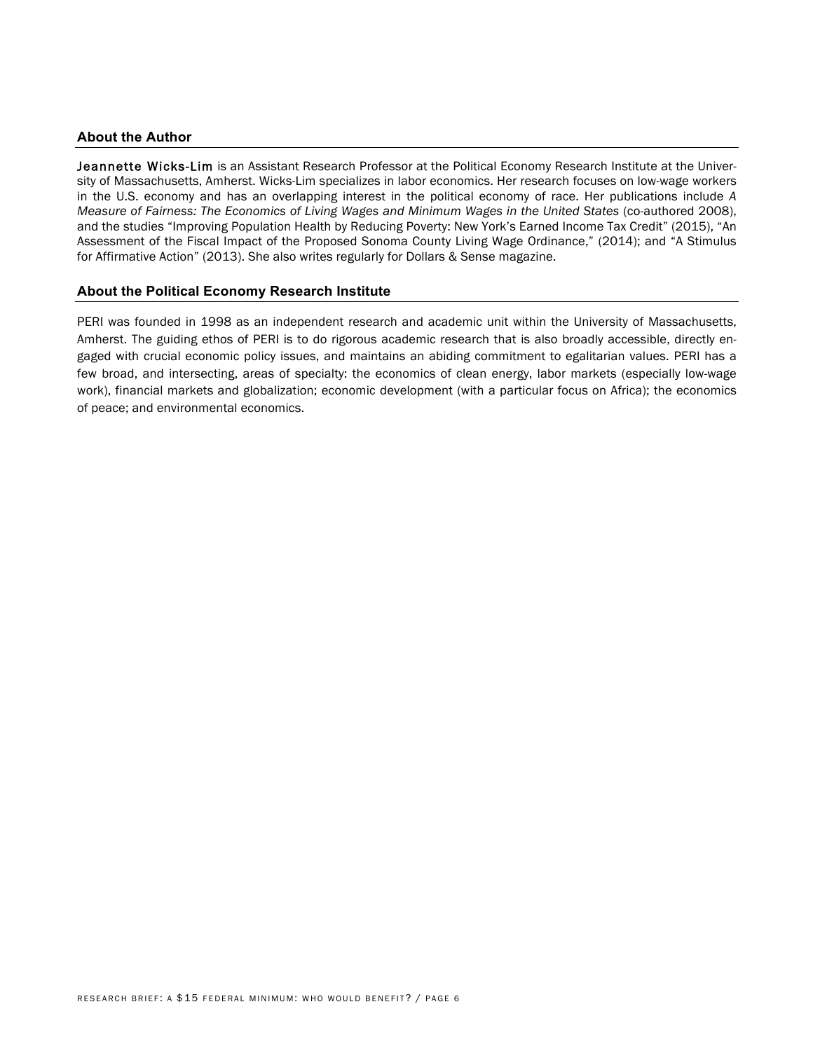## About the Author

**Jeannette Wicks-Lim** is an Assistant Research Professor at the Political Economy Research Institute at the University of Massachusetts, Amherst. Wicks-Lim specializes in labor economics. Her research focuses on low-wage workers in the U.S. economy and has an overlapping interest in the political economy of race. Her publications include *A Measure of Fairness: The Economics of Living Wages and Minimum Wages in the United States* (co-authored 2008), and the studies "Improving Population Health by Reducing Poverty: New York's Earned Income Tax Credit" (2015), "An Assessment of the Fiscal Impact of the Proposed Sonoma County Living Wage Ordinance," (2014); and "A Stimulus for Affirmative Action" (2013). She also writes regularly for Dollars & Sense magazine.

## About the Political Economy Research Institute

PERI was founded in 1998 as an independent research and academic unit within the University of Massachusetts, Amherst. The guiding ethos of PERI is to do rigorous academic research that is also broadly accessible, directly engaged with crucial economic policy issues, and maintains an abiding commitment to egalitarian values. PERI has a few broad, and intersecting, areas of specialty: the economics of clean energy, labor markets (especially low-wage work), financial markets and globalization; economic development (with a particular focus on Africa); the economics of peace; and environmental economics.